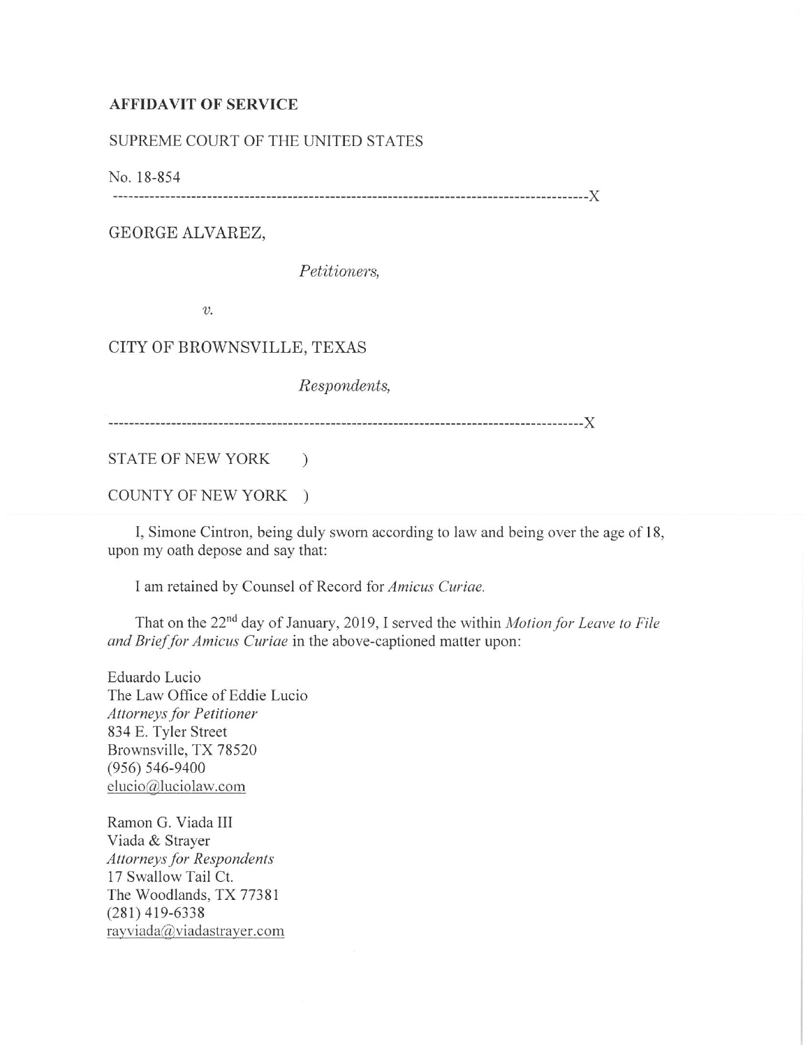**AFFIDAVIT OF SERVICE**

SUPREME COURT OF THE UNITED STATES

No. 18-854

------------------------------------------------------------------------------------------X

GEORGE ALVAREZ,

*Petitioners,*

*v.*

CITY OF BROWNSVILLE, TEXAS

*Respondents,*

------------------------------------------------------------------------------------------X

STATE OF NEW YORK )

COUNTY OF NEW YORK )

I, Simone Cintron, being duly sworn according to law and being over the age of 18, upon my oath depose and say that:

I am retained by Counsel of Record for *Amicus Curiae.*

That on the 22nd day of January, 2019, I served the within *Motion for Leave to File and Brief for Amicus Curiae* in the above-captioned matter upon:

Eduardo Lucio
The Law Office of Eddie Lucio
*Attorneys for Petitioner*
834 E. Tyler Street
Brownsville, TX 78520
(956) 546-9400
elucio@luciolaw.com

Ramon G. Viada III
Viada & Strayer
*Attorneys for Respondents*
17 Swallow Tail Ct.
The Woodlands, TX 77381
(281) 419-6338
rayviada@viadastrayer.com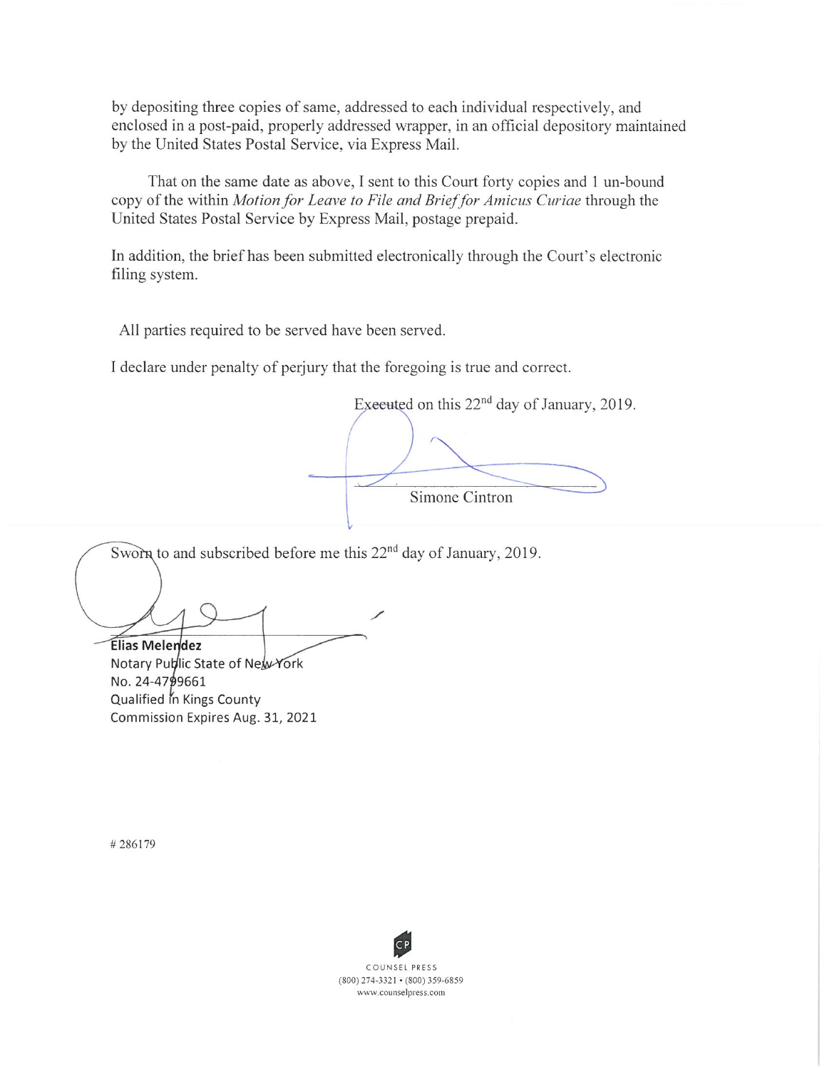by depositing three copies of same, addressed to each individual respectively, and enclosed in a post-paid, properly addressed wrapper, in an official depository maintained by the United States Postal Service, via Express Mail.

That on the same date as above, I sent to this Court forty copies and 1 un-bound copy of the within *Motion for Leave to File and Brief for Amicus Curiae* through the United States Postal Service by Express Mail, postage prepaid.

In addition, the brief has been submitted electronically through the Court's electronic filing system.

All parties required to be served have been served.

I declare under penalty of perjury that the foregoing is true and correct.

Executed on this 22nd day of January, 2019.

Simone Cintron

Sworn to and subscribed before me this 22nd day of January, 2019.

**Elias Melendez**
Notary Public State of New York
No. 24-4799661
Qualified In Kings County
Commission Expires Aug. 31, 2021

# 286179

COUNSEL PRESS
(800) 274-3321 • (800) 359-6859
www.counselpress.com